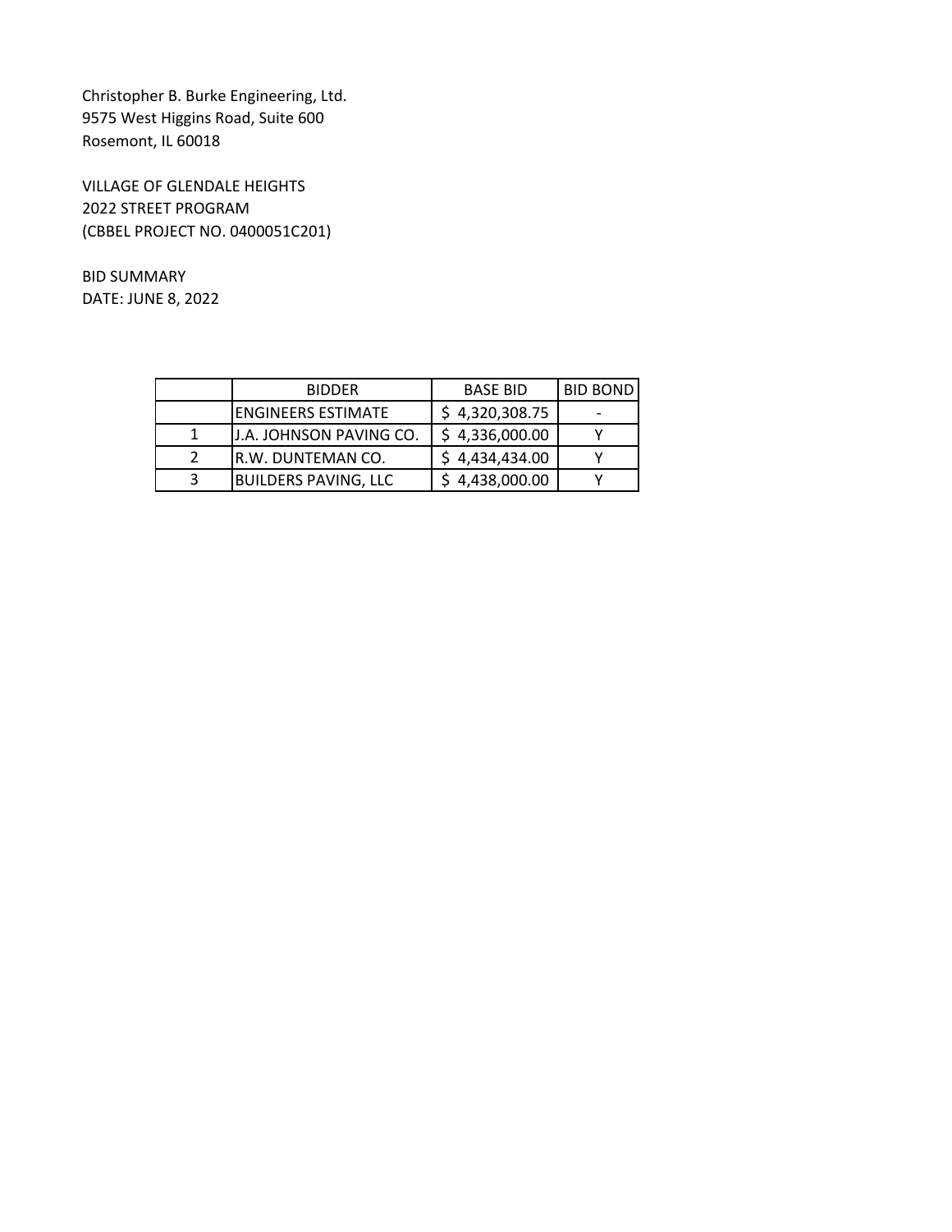Christopher B. Burke Engineering, Ltd.
9575 West Higgins Road, Suite 600
Rosemont, IL 60018

VILLAGE OF GLENDALE HEIGHTS
2022 STREET PROGRAM
(CBBEL PROJECT NO. 0400051C201)

BID SUMMARY
DATE: JUNE 8, 2022

| | BIDDER | BASE BID | BID BOND |
|---|---|---|---|
| | ENGINEERS ESTIMATE | $ 4,320,308.75 | - |
| 1 | J.A. JOHNSON PAVING CO. | $ 4,336,000.00 | Y |
| 2 | R.W. DUNTEMAN CO. | $ 4,434,434.00 | Y |
| 3 | BUILDERS PAVING, LLC | $ 4,438,000.00 | Y |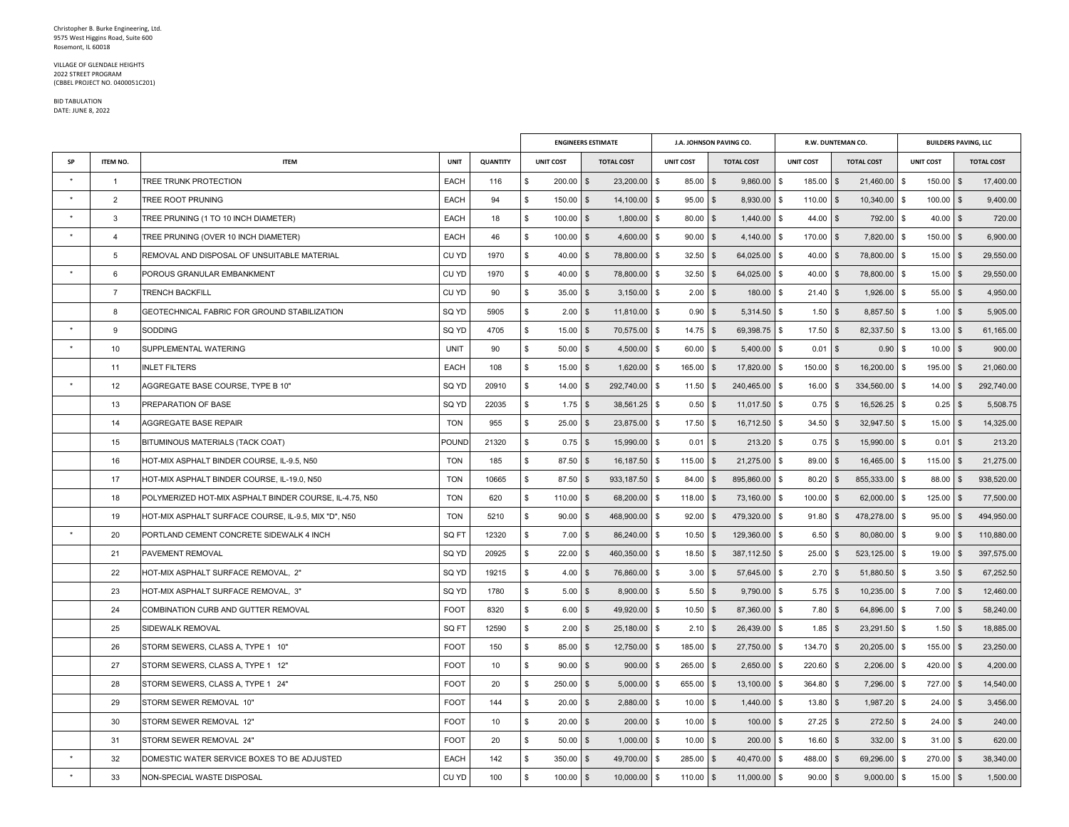Christopher B. Burke Engineering, Ltd.
9575 West Higgins Road, Suite 600
Rosemont, IL 60018

VILLAGE OF GLENDALE HEIGHTS
2022 STREET PROGRAM
(CBBEL PROJECT NO. 0400051C201)

BID TABULATION
DATE: JUNE 8, 2022

| | | | | | ENGINEERS ESTIMATE | | J.A. JOHNSON PAVING CO. | | R.W. DUNTEMAN CO. | | BUILDERS PAVING, LLC | |
|---|---|---|---|---|---|---|---|---|---|---|---|---|
| SP | ITEM NO. | ITEM | UNIT | QUANTITY | UNIT COST | TOTAL COST | UNIT COST | TOTAL COST | UNIT COST | TOTAL COST | UNIT COST | TOTAL COST |
| * | 1 | TREE TRUNK PROTECTION | EACH | 116 | $ 200.00 | $ 23,200.00 | $ 85.00 | $ 9,860.00 | $ 185.00 | $ 21,460.00 | $ 150.00 | $ 17,400.00 |
| * | 2 | TREE ROOT PRUNING | EACH | 94 | $ 150.00 | $ 14,100.00 | $ 95.00 | $ 8,930.00 | $ 110.00 | $ 10,340.00 | $ 100.00 | $ 9,400.00 |
| * | 3 | TREE PRUNING (1 TO 10 INCH DIAMETER) | EACH | 18 | $ 100.00 | $ 1,800.00 | $ 80.00 | $ 1,440.00 | $ 44.00 | $ 792.00 | $ 40.00 | $ 720.00 |
| * | 4 | TREE PRUNING (OVER 10 INCH DIAMETER) | EACH | 46 | $ 100.00 | $ 4,600.00 | $ 90.00 | $ 4,140.00 | $ 170.00 | $ 7,820.00 | $ 150.00 | $ 6,900.00 |
| | 5 | REMOVAL AND DISPOSAL OF UNSUITABLE MATERIAL | CU YD | 1970 | $ 40.00 | $ 78,800.00 | $ 32.50 | $ 64,025.00 | $ 40.00 | $ 78,800.00 | $ 15.00 | $ 29,550.00 |
| * | 6 | POROUS GRANULAR EMBANKMENT | CU YD | 1970 | $ 40.00 | $ 78,800.00 | $ 32.50 | $ 64,025.00 | $ 40.00 | $ 78,800.00 | $ 15.00 | $ 29,550.00 |
| | 7 | TRENCH BACKFILL | CU YD | 90 | $ 35.00 | $ 3,150.00 | $ 2.00 | $ 180.00 | $ 21.40 | $ 1,926.00 | $ 55.00 | $ 4,950.00 |
| | 8 | GEOTECHNICAL FABRIC FOR GROUND STABILIZATION | SQ YD | 5905 | $ 2.00 | $ 11,810.00 | $ 0.90 | $ 5,314.50 | $ 1.50 | $ 8,857.50 | $ 1.00 | $ 5,905.00 |
| * | 9 | SODDING | SQ YD | 4705 | $ 15.00 | $ 70,575.00 | $ 14.75 | $ 69,398.75 | $ 17.50 | $ 82,337.50 | $ 13.00 | $ 61,165.00 |
| * | 10 | SUPPLEMENTAL WATERING | UNIT | 90 | $ 50.00 | $ 4,500.00 | $ 60.00 | $ 5,400.00 | $ 0.01 | $ 0.90 | $ 10.00 | $ 900.00 |
| | 11 | INLET FILTERS | EACH | 108 | $ 15.00 | $ 1,620.00 | $ 165.00 | $ 17,820.00 | $ 150.00 | $ 16,200.00 | $ 195.00 | $ 21,060.00 |
| * | 12 | AGGREGATE BASE COURSE, TYPE B 10" | SQ YD | 20910 | $ 14.00 | $ 292,740.00 | $ 11.50 | $ 240,465.00 | $ 16.00 | $ 334,560.00 | $ 14.00 | $ 292,740.00 |
| | 13 | PREPARATION OF BASE | SQ YD | 22035 | $ 1.75 | $ 38,561.25 | $ 0.50 | $ 11,017.50 | $ 0.75 | $ 16,526.25 | $ 0.25 | $ 5,508.75 |
| | 14 | AGGREGATE BASE REPAIR | TON | 955 | $ 25.00 | $ 23,875.00 | $ 17.50 | $ 16,712.50 | $ 34.50 | $ 32,947.50 | $ 15.00 | $ 14,325.00 |
| | 15 | BITUMINOUS MATERIALS (TACK COAT) | POUND | 21320 | $ 0.75 | $ 15,990.00 | $ 0.01 | $ 213.20 | $ 0.75 | $ 15,990.00 | $ 0.01 | $ 213.20 |
| | 16 | HOT-MIX ASPHALT BINDER COURSE, IL-9.5, N50 | TON | 185 | $ 87.50 | $ 16,187.50 | $ 115.00 | $ 21,275.00 | $ 89.00 | $ 16,465.00 | $ 115.00 | $ 21,275.00 |
| | 17 | HOT-MIX ASPHALT BINDER COURSE, IL-19.0, N50 | TON | 10665 | $ 87.50 | $ 933,187.50 | $ 84.00 | $ 895,860.00 | $ 80.20 | $ 855,333.00 | $ 88.00 | $ 938,520.00 |
| | 18 | POLYMERIZED HOT-MIX ASPHALT BINDER COURSE, IL-4.75, N50 | TON | 620 | $ 110.00 | $ 68,200.00 | $ 118.00 | $ 73,160.00 | $ 100.00 | $ 62,000.00 | $ 125.00 | $ 77,500.00 |
| | 19 | HOT-MIX ASPHALT SURFACE COURSE, IL-9.5, MIX "D", N50 | TON | 5210 | $ 90.00 | $ 468,900.00 | $ 92.00 | $ 479,320.00 | $ 91.80 | $ 478,278.00 | $ 95.00 | $ 494,950.00 |
| * | 20 | PORTLAND CEMENT CONCRETE SIDEWALK 4 INCH | SQ FT | 12320 | $ 7.00 | $ 86,240.00 | $ 10.50 | $ 129,360.00 | $ 6.50 | $ 80,080.00 | $ 9.00 | $ 110,880.00 |
| | 21 | PAVEMENT REMOVAL | SQ YD | 20925 | $ 22.00 | $ 460,350.00 | $ 18.50 | $ 387,112.50 | $ 25.00 | $ 523,125.00 | $ 19.00 | $ 397,575.00 |
| | 22 | HOT-MIX ASPHALT SURFACE REMOVAL, 2" | SQ YD | 19215 | $ 4.00 | $ 76,860.00 | $ 3.00 | $ 57,645.00 | $ 2.70 | $ 51,880.50 | $ 3.50 | $ 67,252.50 |
| | 23 | HOT-MIX ASPHALT SURFACE REMOVAL, 3" | SQ YD | 1780 | $ 5.00 | $ 8,900.00 | $ 5.50 | $ 9,790.00 | $ 5.75 | $ 10,235.00 | $ 7.00 | $ 12,460.00 |
| | 24 | COMBINATION CURB AND GUTTER REMOVAL | FOOT | 8320 | $ 6.00 | $ 49,920.00 | $ 10.50 | $ 87,360.00 | $ 7.80 | $ 64,896.00 | $ 7.00 | $ 58,240.00 |
| | 25 | SIDEWALK REMOVAL | SQ FT | 12590 | $ 2.00 | $ 25,180.00 | $ 2.10 | $ 26,439.00 | $ 1.85 | $ 23,291.50 | $ 1.50 | $ 18,885.00 |
| | 26 | STORM SEWERS, CLASS A, TYPE 1 10" | FOOT | 150 | $ 85.00 | $ 12,750.00 | $ 185.00 | $ 27,750.00 | $ 134.70 | $ 20,205.00 | $ 155.00 | $ 23,250.00 |
| | 27 | STORM SEWERS, CLASS A, TYPE 1 12" | FOOT | 10 | $ 90.00 | $ 900.00 | $ 265.00 | $ 2,650.00 | $ 220.60 | $ 2,206.00 | $ 420.00 | $ 4,200.00 |
| | 28 | STORM SEWERS, CLASS A, TYPE 1 24" | FOOT | 20 | $ 250.00 | $ 5,000.00 | $ 655.00 | $ 13,100.00 | $ 364.80 | $ 7,296.00 | $ 727.00 | $ 14,540.00 |
| | 29 | STORM SEWER REMOVAL 10" | FOOT | 144 | $ 20.00 | $ 2,880.00 | $ 10.00 | $ 1,440.00 | $ 13.80 | $ 1,987.20 | $ 24.00 | $ 3,456.00 |
| | 30 | STORM SEWER REMOVAL 12" | FOOT | 10 | $ 20.00 | $ 200.00 | $ 10.00 | $ 100.00 | $ 27.25 | $ 272.50 | $ 24.00 | $ 240.00 |
| | 31 | STORM SEWER REMOVAL 24" | FOOT | 20 | $ 50.00 | $ 1,000.00 | $ 10.00 | $ 200.00 | $ 16.60 | $ 332.00 | $ 31.00 | $ 620.00 |
| * | 32 | DOMESTIC WATER SERVICE BOXES TO BE ADJUSTED | EACH | 142 | $ 350.00 | $ 49,700.00 | $ 285.00 | $ 40,470.00 | $ 488.00 | $ 69,296.00 | $ 270.00 | $ 38,340.00 |
| * | 33 | NON-SPECIAL WASTE DISPOSAL | CU YD | 100 | $ 100.00 | $ 10,000.00 | $ 110.00 | $ 11,000.00 | $ 90.00 | $ 9,000.00 | $ 15.00 | $ 1,500.00 |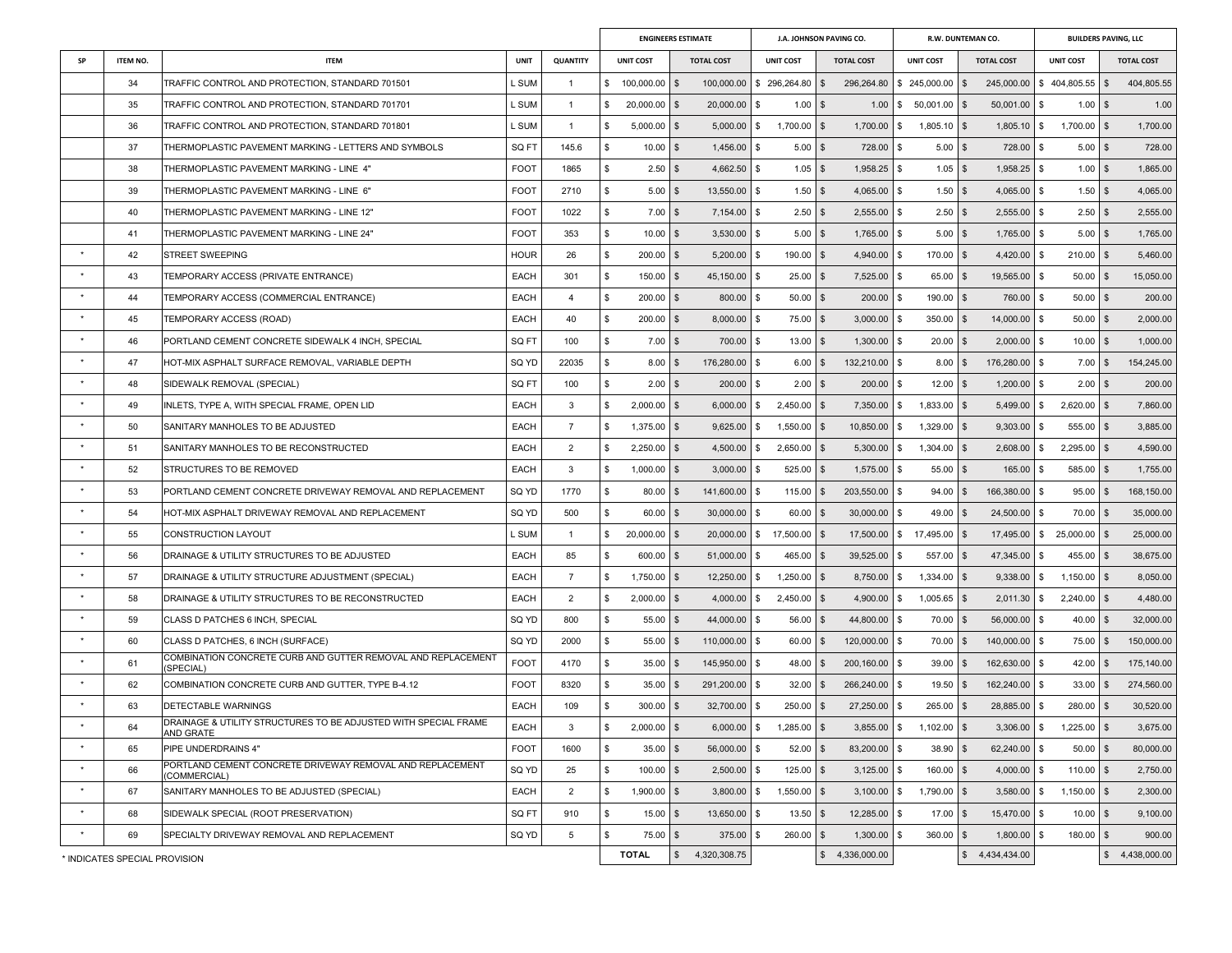| | | | | | ENGINEERS ESTIMATE | | J.A. JOHNSON PAVING CO. | | R.W. DUNTEMAN CO. | | BUILDERS PAVING, LLC | |
|---|---|---|---|---|---|---|---|---|---|---|---|---|
| SP | ITEM NO. | ITEM | UNIT | QUANTITY | UNIT COST | TOTAL COST | UNIT COST | TOTAL COST | UNIT COST | TOTAL COST | UNIT COST | TOTAL COST |
| | 34 | TRAFFIC CONTROL AND PROTECTION, STANDARD 701501 | L SUM | 1 | $ 100,000.00 | $ 100,000.00 | $ 296,264.80 | $ 296,264.80 | $ 245,000.00 | $ 245,000.00 | $ 404,805.55 | $ 404,805.55 |
| | 35 | TRAFFIC CONTROL AND PROTECTION, STANDARD 701701 | L SUM | 1 | $ 20,000.00 | $ 20,000.00 | $ 1.00 | $ 1.00 | $ 50,001.00 | $ 50,001.00 | $ 1.00 | $ 1.00 |
| | 36 | TRAFFIC CONTROL AND PROTECTION, STANDARD 701801 | L SUM | 1 | $ 5,000.00 | $ 5,000.00 | $ 1,700.00 | $ 1,700.00 | $ 1,805.10 | $ 1,805.10 | $ 1,700.00 | $ 1,700.00 |
| | 37 | THERMOPLASTIC PAVEMENT MARKING - LETTERS AND SYMBOLS | SQ FT | 145.6 | $ 10.00 | $ 1,456.00 | $ 5.00 | $ 728.00 | $ 5.00 | $ 728.00 | $ 5.00 | $ 728.00 |
| | 38 | THERMOPLASTIC PAVEMENT MARKING - LINE 4" | FOOT | 1865 | $ 2.50 | $ 4,662.50 | $ 1.05 | $ 1,958.25 | $ 1.05 | $ 1,958.25 | $ 1.00 | $ 1,865.00 |
| | 39 | THERMOPLASTIC PAVEMENT MARKING - LINE 6" | FOOT | 2710 | $ 5.00 | $ 13,550.00 | $ 1.50 | $ 4,065.00 | $ 1.50 | $ 4,065.00 | $ 1.50 | $ 4,065.00 |
| | 40 | THERMOPLASTIC PAVEMENT MARKING - LINE 12" | FOOT | 1022 | $ 7.00 | $ 7,154.00 | $ 2.50 | $ 2,555.00 | $ 2.50 | $ 2,555.00 | $ 2.50 | $ 2,555.00 |
| | 41 | THERMOPLASTIC PAVEMENT MARKING - LINE 24" | FOOT | 353 | $ 10.00 | $ 3,530.00 | $ 5.00 | $ 1,765.00 | $ 5.00 | $ 1,765.00 | $ 5.00 | $ 1,765.00 |
| * | 42 | STREET SWEEPING | HOUR | 26 | $ 200.00 | $ 5,200.00 | $ 190.00 | $ 4,940.00 | $ 170.00 | $ 4,420.00 | $ 210.00 | $ 5,460.00 |
| * | 43 | TEMPORARY ACCESS (PRIVATE ENTRANCE) | EACH | 301 | $ 150.00 | $ 45,150.00 | $ 25.00 | $ 7,525.00 | $ 65.00 | $ 19,565.00 | $ 50.00 | $ 15,050.00 |
| * | 44 | TEMPORARY ACCESS (COMMERCIAL ENTRANCE) | EACH | 4 | $ 200.00 | $ 800.00 | $ 50.00 | $ 200.00 | $ 190.00 | $ 760.00 | $ 50.00 | $ 200.00 |
| * | 45 | TEMPORARY ACCESS (ROAD) | EACH | 40 | $ 200.00 | $ 8,000.00 | $ 75.00 | $ 3,000.00 | $ 350.00 | $ 14,000.00 | $ 50.00 | $ 2,000.00 |
| * | 46 | PORTLAND CEMENT CONCRETE SIDEWALK 4 INCH, SPECIAL | SQ FT | 100 | $ 7.00 | $ 700.00 | $ 13.00 | $ 1,300.00 | $ 20.00 | $ 2,000.00 | $ 10.00 | $ 1,000.00 |
| * | 47 | HOT-MIX ASPHALT SURFACE REMOVAL, VARIABLE DEPTH | SQ YD | 22035 | $ 8.00 | $ 176,280.00 | $ 6.00 | $ 132,210.00 | $ 8.00 | $ 176,280.00 | $ 7.00 | $ 154,245.00 |
| * | 48 | SIDEWALK REMOVAL (SPECIAL) | SQ FT | 100 | $ 2.00 | $ 200.00 | $ 2.00 | $ 200.00 | $ 12.00 | $ 1,200.00 | $ 2.00 | $ 200.00 |
| * | 49 | INLETS, TYPE A, WITH SPECIAL FRAME, OPEN LID | EACH | 3 | $ 2,000.00 | $ 6,000.00 | $ 2,450.00 | $ 7,350.00 | $ 1,833.00 | $ 5,499.00 | $ 2,620.00 | $ 7,860.00 |
| * | 50 | SANITARY MANHOLES TO BE ADJUSTED | EACH | 7 | $ 1,375.00 | $ 9,625.00 | $ 1,550.00 | $ 10,850.00 | $ 1,329.00 | $ 9,303.00 | $ 555.00 | $ 3,885.00 |
| * | 51 | SANITARY MANHOLES TO BE RECONSTRUCTED | EACH | 2 | $ 2,250.00 | $ 4,500.00 | $ 2,650.00 | $ 5,300.00 | $ 1,304.00 | $ 2,608.00 | $ 2,295.00 | $ 4,590.00 |
| * | 52 | STRUCTURES TO BE REMOVED | EACH | 3 | $ 1,000.00 | $ 3,000.00 | $ 525.00 | $ 1,575.00 | $ 55.00 | $ 165.00 | $ 585.00 | $ 1,755.00 |
| * | 53 | PORTLAND CEMENT CONCRETE DRIVEWAY REMOVAL AND REPLACEMENT | SQ YD | 1770 | $ 80.00 | $ 141,600.00 | $ 115.00 | $ 203,550.00 | $ 94.00 | $ 166,380.00 | $ 95.00 | $ 168,150.00 |
| * | 54 | HOT-MIX ASPHALT DRIVEWAY REMOVAL AND REPLACEMENT | SQ YD | 500 | $ 60.00 | $ 30,000.00 | $ 60.00 | $ 30,000.00 | $ 49.00 | $ 24,500.00 | $ 70.00 | $ 35,000.00 |
| * | 55 | CONSTRUCTION LAYOUT | L SUM | 1 | $ 20,000.00 | $ 20,000.00 | $ 17,500.00 | $ 17,500.00 | $ 17,495.00 | $ 17,495.00 | $ 25,000.00 | $ 25,000.00 |
| * | 56 | DRAINAGE & UTILITY STRUCTURES TO BE ADJUSTED | EACH | 85 | $ 600.00 | $ 51,000.00 | $ 465.00 | $ 39,525.00 | $ 557.00 | $ 47,345.00 | $ 455.00 | $ 38,675.00 |
| * | 57 | DRAINAGE & UTILITY STRUCTURE ADJUSTMENT (SPECIAL) | EACH | 7 | $ 1,750.00 | $ 12,250.00 | $ 1,250.00 | $ 8,750.00 | $ 1,334.00 | $ 9,338.00 | $ 1,150.00 | $ 8,050.00 |
| * | 58 | DRAINAGE & UTILITY STRUCTURES TO BE RECONSTRUCTED | EACH | 2 | $ 2,000.00 | $ 4,000.00 | $ 2,450.00 | $ 4,900.00 | $ 1,005.65 | $ 2,011.30 | $ 2,240.00 | $ 4,480.00 |
| * | 59 | CLASS D PATCHES 6 INCH, SPECIAL | SQ YD | 800 | $ 55.00 | $ 44,000.00 | $ 56.00 | $ 44,800.00 | $ 70.00 | $ 56,000.00 | $ 40.00 | $ 32,000.00 |
| * | 60 | CLASS D PATCHES, 6 INCH (SURFACE) | SQ YD | 2000 | $ 55.00 | $ 110,000.00 | $ 60.00 | $ 120,000.00 | $ 70.00 | $ 140,000.00 | $ 75.00 | $ 150,000.00 |
| * | 61 | COMBINATION CONCRETE CURB AND GUTTER REMOVAL AND REPLACEMENT (SPECIAL) | FOOT | 4170 | $ 35.00 | $ 145,950.00 | $ 48.00 | $ 200,160.00 | $ 39.00 | $ 162,630.00 | $ 42.00 | $ 175,140.00 |
| * | 62 | COMBINATION CONCRETE CURB AND GUTTER, TYPE B-4.12 | FOOT | 8320 | $ 35.00 | $ 291,200.00 | $ 32.00 | $ 266,240.00 | $ 19.50 | $ 162,240.00 | $ 33.00 | $ 274,560.00 |
| * | 63 | DETECTABLE WARNINGS | EACH | 109 | $ 300.00 | $ 32,700.00 | $ 250.00 | $ 27,250.00 | $ 265.00 | $ 28,885.00 | $ 280.00 | $ 30,520.00 |
| * | 64 | DRAINAGE & UTILITY STRUCTURES TO BE ADJUSTED WITH SPECIAL FRAME AND GRATE | EACH | 3 | $ 2,000.00 | $ 6,000.00 | $ 1,285.00 | $ 3,855.00 | $ 1,102.00 | $ 3,306.00 | $ 1,225.00 | $ 3,675.00 |
| * | 65 | PIPE UNDERDRAINS 4" | FOOT | 1600 | $ 35.00 | $ 56,000.00 | $ 52.00 | $ 83,200.00 | $ 38.90 | $ 62,240.00 | $ 50.00 | $ 80,000.00 |
| * | 66 | PORTLAND CEMENT CONCRETE DRIVEWAY REMOVAL AND REPLACEMENT (COMMERCIAL) | SQ YD | 25 | $ 100.00 | $ 2,500.00 | $ 125.00 | $ 3,125.00 | $ 160.00 | $ 4,000.00 | $ 110.00 | $ 2,750.00 |
| * | 67 | SANITARY MANHOLES TO BE ADJUSTED (SPECIAL) | EACH | 2 | $ 1,900.00 | $ 3,800.00 | $ 1,550.00 | $ 3,100.00 | $ 1,790.00 | $ 3,580.00 | $ 1,150.00 | $ 2,300.00 |
| * | 68 | SIDEWALK SPECIAL (ROOT PRESERVATION) | SQ FT | 910 | $ 15.00 | $ 13,650.00 | $ 13.50 | $ 12,285.00 | $ 17.00 | $ 15,470.00 | $ 10.00 | $ 9,100.00 |
| * | 69 | SPECIALTY DRIVEWAY REMOVAL AND REPLACEMENT | SQ YD | 5 | $ 75.00 | $ 375.00 | $ 260.00 | $ 1,300.00 | $ 360.00 | $ 1,800.00 | $ 180.00 | $ 900.00 |
| | | | | | TOTAL | $ 4,320,308.75 | | $ 4,336,000.00 | | $ 4,434,434.00 | | $ 4,438,000.00 |

* INDICATES SPECIAL PROVISION